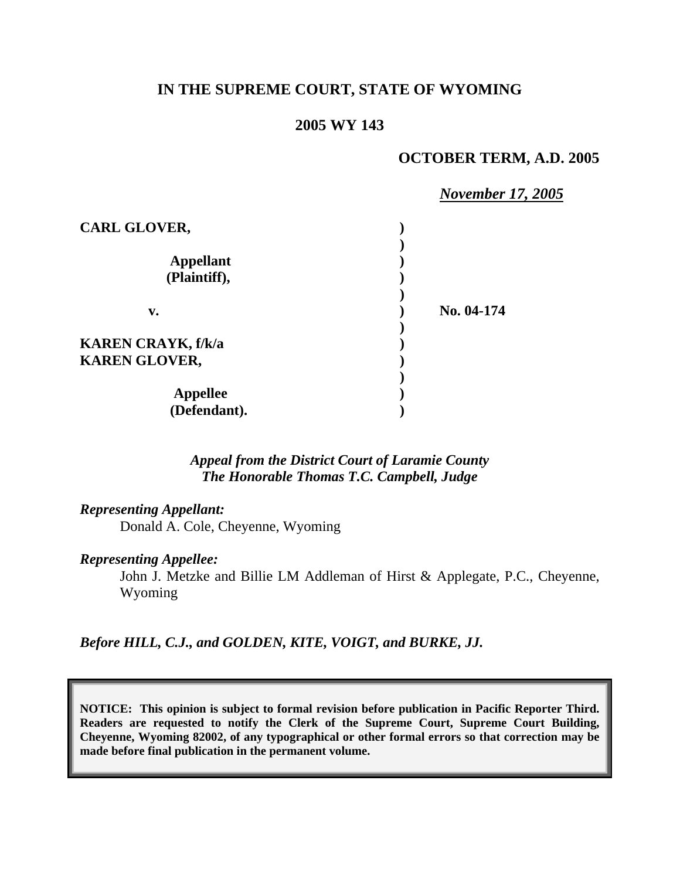**IN THE SUPREME COURT, STATE OF WYOMING**

**2005 WY 143**

**OCTOBER TERM, A.D. 2005**

***November 17, 2005***

| | | |
|---|---|---|
| **CARL GLOVER,** | ) | |
| | ) | |
| **Appellant** | ) | |
| **(Plaintiff),** | ) | |
| | ) | |
| **v.** | ) | **No. 04-174** |
| | ) | |
| **KAREN CRAYK, f/k/a** | ) | |
| **KAREN GLOVER,** | ) | |
| | ) | |
| **Appellee** | ) | |
| **(Defendant).** | ) | |

***Appeal from the District Court of Laramie County***
***The Honorable Thomas T.C. Campbell, Judge***

***Representing Appellant:***

Donald A. Cole, Cheyenne, Wyoming

***Representing Appellee:***

John J. Metzke and Billie LM Addleman of Hirst & Applegate, P.C., Cheyenne, Wyoming

***Before HILL, C.J., and GOLDEN, KITE, VOIGT, and BURKE, JJ.***

**NOTICE: This opinion is subject to formal revision before publication in Pacific Reporter Third. Readers are requested to notify the Clerk of the Supreme Court, Supreme Court Building, Cheyenne, Wyoming 82002, of any typographical or other formal errors so that correction may be made before final publication in the permanent volume.**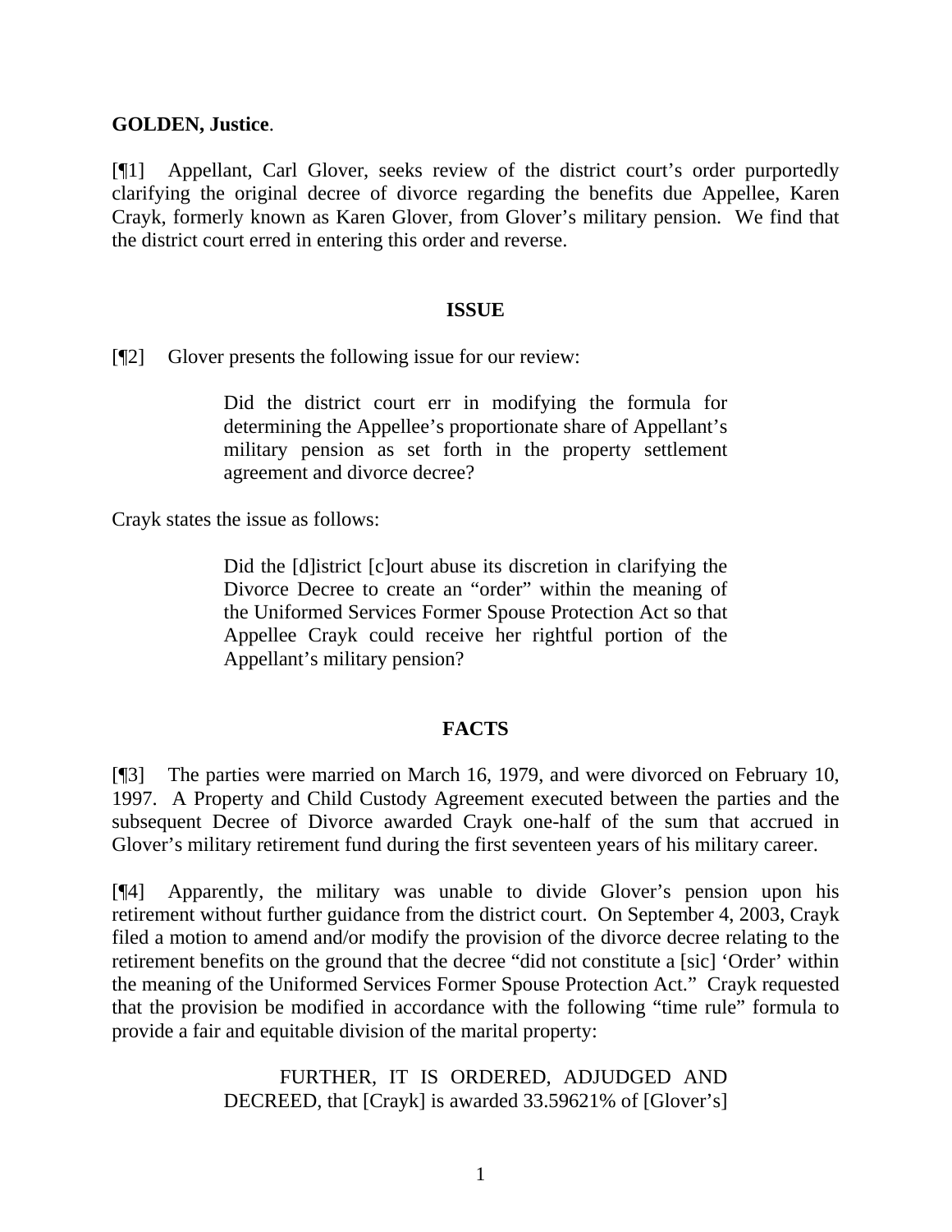**GOLDEN, Justice**.

[¶1] Appellant, Carl Glover, seeks review of the district court's order purportedly clarifying the original decree of divorce regarding the benefits due Appellee, Karen Crayk, formerly known as Karen Glover, from Glover's military pension. We find that the district court erred in entering this order and reverse.

## ISSUE

[¶2] Glover presents the following issue for our review:

> Did the district court err in modifying the formula for determining the Appellee's proportionate share of Appellant's military pension as set forth in the property settlement agreement and divorce decree?

Crayk states the issue as follows:

> Did the [d]istrict [c]ourt abuse its discretion in clarifying the Divorce Decree to create an "order" within the meaning of the Uniformed Services Former Spouse Protection Act so that Appellee Crayk could receive her rightful portion of the Appellant's military pension?

## FACTS

[¶3] The parties were married on March 16, 1979, and were divorced on February 10, 1997. A Property and Child Custody Agreement executed between the parties and the subsequent Decree of Divorce awarded Crayk one-half of the sum that accrued in Glover's military retirement fund during the first seventeen years of his military career.

[¶4] Apparently, the military was unable to divide Glover's pension upon his retirement without further guidance from the district court. On September 4, 2003, Crayk filed a motion to amend and/or modify the provision of the divorce decree relating to the retirement benefits on the ground that the decree "did not constitute a [sic] 'Order' within the meaning of the Uniformed Services Former Spouse Protection Act." Crayk requested that the provision be modified in accordance with the following "time rule" formula to provide a fair and equitable division of the marital property:

> FURTHER, IT IS ORDERED, ADJUDGED AND DECREED, that [Crayk] is awarded 33.59621% of [Glover's]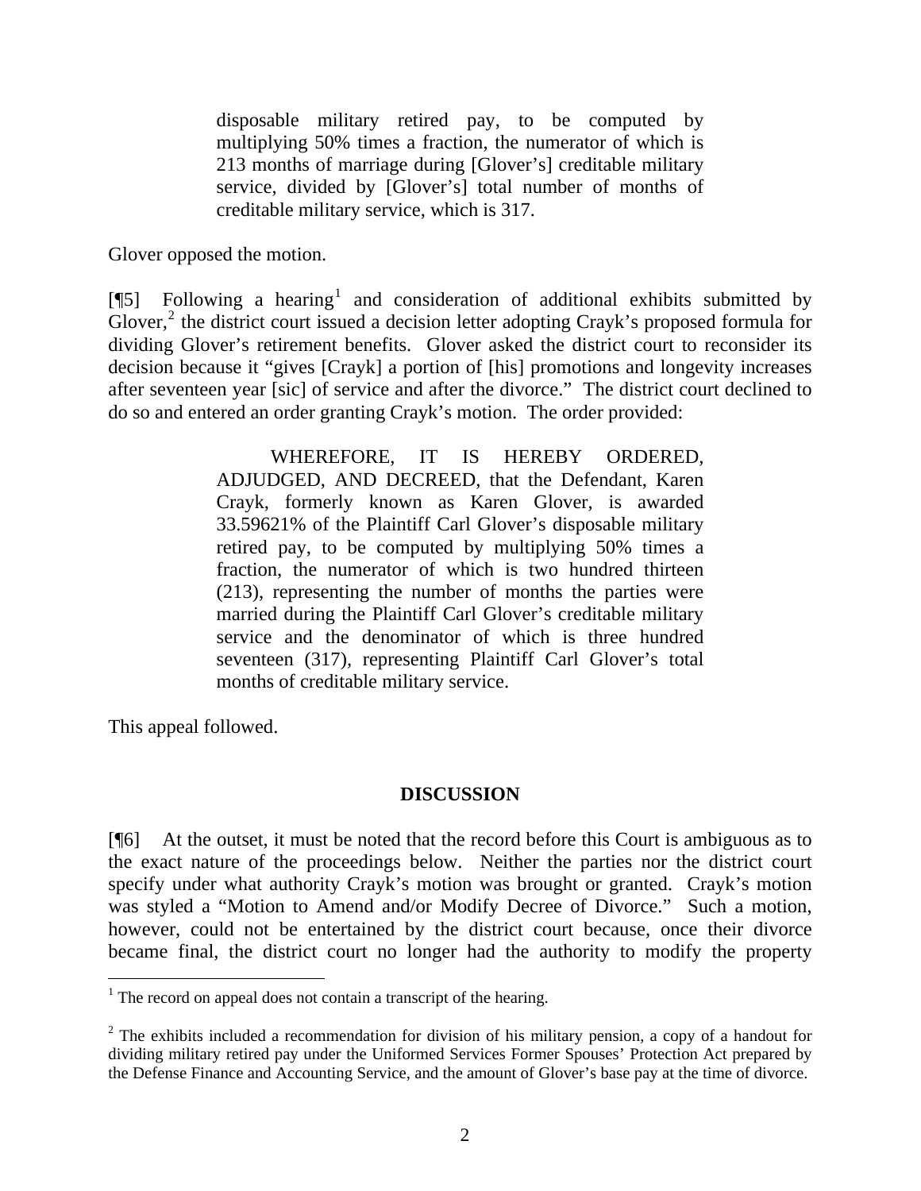> disposable military retired pay, to be computed by multiplying 50% times a fraction, the numerator of which is 213 months of marriage during [Glover's] creditable military service, divided by [Glover's] total number of months of creditable military service, which is 317.

Glover opposed the motion.

[¶5] Following a hearing[1] and consideration of additional exhibits submitted by Glover,[2] the district court issued a decision letter adopting Crayk's proposed formula for dividing Glover's retirement benefits. Glover asked the district court to reconsider its decision because it "gives [Crayk] a portion of [his] promotions and longevity increases after seventeen year [sic] of service and after the divorce." The district court declined to do so and entered an order granting Crayk's motion. The order provided:

> WHEREFORE, IT IS HEREBY ORDERED, ADJUDGED, AND DECREED, that the Defendant, Karen Crayk, formerly known as Karen Glover, is awarded 33.59621% of the Plaintiff Carl Glover's disposable military retired pay, to be computed by multiplying 50% times a fraction, the numerator of which is two hundred thirteen (213), representing the number of months the parties were married during the Plaintiff Carl Glover's creditable military service and the denominator of which is three hundred seventeen (317), representing Plaintiff Carl Glover's total months of creditable military service.

This appeal followed.

## DISCUSSION

[¶6] At the outset, it must be noted that the record before this Court is ambiguous as to the exact nature of the proceedings below. Neither the parties nor the district court specify under what authority Crayk's motion was brought or granted. Crayk's motion was styled a "Motion to Amend and/or Modify Decree of Divorce." Such a motion, however, could not be entertained by the district court because, once their divorce became final, the district court no longer had the authority to modify the property

---

[1] The record on appeal does not contain a transcript of the hearing.

[2] The exhibits included a recommendation for division of his military pension, a copy of a handout for dividing military retired pay under the Uniformed Services Former Spouses' Protection Act prepared by the Defense Finance and Accounting Service, and the amount of Glover's base pay at the time of divorce.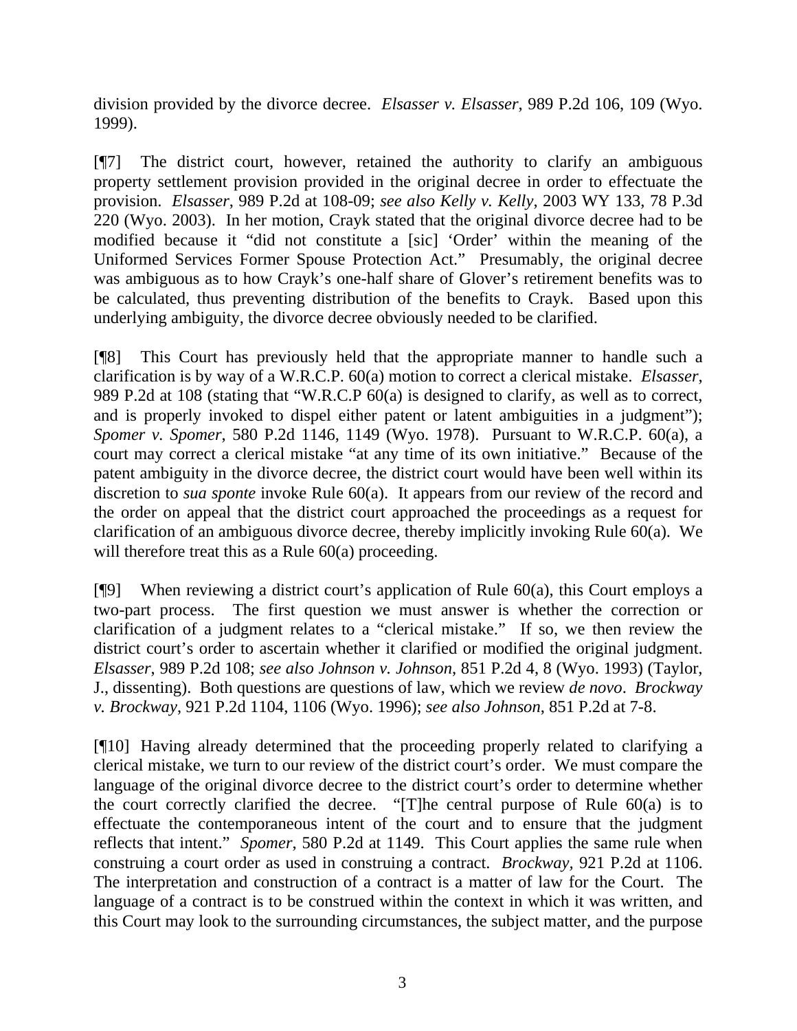division provided by the divorce decree. *Elsasser v. Elsasser*, 989 P.2d 106, 109 (Wyo. 1999).

[¶7] The district court, however, retained the authority to clarify an ambiguous property settlement provision provided in the original decree in order to effectuate the provision. *Elsasser*, 989 P.2d at 108-09; *see also Kelly v. Kelly*, 2003 WY 133, 78 P.3d 220 (Wyo. 2003). In her motion, Crayk stated that the original divorce decree had to be modified because it "did not constitute a [sic] 'Order' within the meaning of the Uniformed Services Former Spouse Protection Act." Presumably, the original decree was ambiguous as to how Crayk's one-half share of Glover's retirement benefits was to be calculated, thus preventing distribution of the benefits to Crayk. Based upon this underlying ambiguity, the divorce decree obviously needed to be clarified.

[¶8] This Court has previously held that the appropriate manner to handle such a clarification is by way of a W.R.C.P. 60(a) motion to correct a clerical mistake. *Elsasser*, 989 P.2d at 108 (stating that "W.R.C.P 60(a) is designed to clarify, as well as to correct, and is properly invoked to dispel either patent or latent ambiguities in a judgment"); *Spomer v. Spomer*, 580 P.2d 1146, 1149 (Wyo. 1978). Pursuant to W.R.C.P. 60(a), a court may correct a clerical mistake "at any time of its own initiative." Because of the patent ambiguity in the divorce decree, the district court would have been well within its discretion to *sua sponte* invoke Rule 60(a). It appears from our review of the record and the order on appeal that the district court approached the proceedings as a request for clarification of an ambiguous divorce decree, thereby implicitly invoking Rule 60(a). We will therefore treat this as a Rule 60(a) proceeding.

[¶9] When reviewing a district court's application of Rule 60(a), this Court employs a two-part process. The first question we must answer is whether the correction or clarification of a judgment relates to a "clerical mistake." If so, we then review the district court's order to ascertain whether it clarified or modified the original judgment. *Elsasser*, 989 P.2d 108; *see also Johnson v. Johnson*, 851 P.2d 4, 8 (Wyo. 1993) (Taylor, J., dissenting). Both questions are questions of law, which we review *de novo*. *Brockway v. Brockway*, 921 P.2d 1104, 1106 (Wyo. 1996); *see also Johnson*, 851 P.2d at 7-8.

[¶10] Having already determined that the proceeding properly related to clarifying a clerical mistake, we turn to our review of the district court's order. We must compare the language of the original divorce decree to the district court's order to determine whether the court correctly clarified the decree. "[T]he central purpose of Rule 60(a) is to effectuate the contemporaneous intent of the court and to ensure that the judgment reflects that intent." *Spomer*, 580 P.2d at 1149. This Court applies the same rule when construing a court order as used in construing a contract. *Brockway*, 921 P.2d at 1106. The interpretation and construction of a contract is a matter of law for the Court. The language of a contract is to be construed within the context in which it was written, and this Court may look to the surrounding circumstances, the subject matter, and the purpose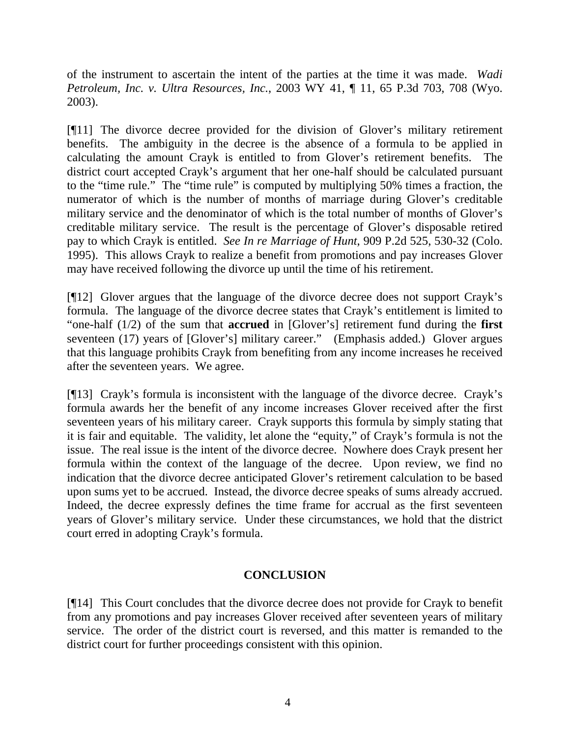of the instrument to ascertain the intent of the parties at the time it was made. *Wadi Petroleum, Inc. v. Ultra Resources, Inc.*, 2003 WY 41, ¶ 11, 65 P.3d 703, 708 (Wyo. 2003).

[¶11] The divorce decree provided for the division of Glover's military retirement benefits. The ambiguity in the decree is the absence of a formula to be applied in calculating the amount Crayk is entitled to from Glover's retirement benefits. The district court accepted Crayk's argument that her one-half should be calculated pursuant to the "time rule." The "time rule" is computed by multiplying 50% times a fraction, the numerator of which is the number of months of marriage during Glover's creditable military service and the denominator of which is the total number of months of Glover's creditable military service. The result is the percentage of Glover's disposable retired pay to which Crayk is entitled. *See In re Marriage of Hunt*, 909 P.2d 525, 530-32 (Colo. 1995). This allows Crayk to realize a benefit from promotions and pay increases Glover may have received following the divorce up until the time of his retirement.

[¶12] Glover argues that the language of the divorce decree does not support Crayk's formula. The language of the divorce decree states that Crayk's entitlement is limited to "one-half (1/2) of the sum that **accrued** in [Glover's] retirement fund during the **first** seventeen (17) years of [Glover's] military career." (Emphasis added.) Glover argues that this language prohibits Crayk from benefiting from any income increases he received after the seventeen years. We agree.

[¶13] Crayk's formula is inconsistent with the language of the divorce decree. Crayk's formula awards her the benefit of any income increases Glover received after the first seventeen years of his military career. Crayk supports this formula by simply stating that it is fair and equitable. The validity, let alone the "equity," of Crayk's formula is not the issue. The real issue is the intent of the divorce decree. Nowhere does Crayk present her formula within the context of the language of the decree. Upon review, we find no indication that the divorce decree anticipated Glover's retirement calculation to be based upon sums yet to be accrued. Instead, the divorce decree speaks of sums already accrued. Indeed, the decree expressly defines the time frame for accrual as the first seventeen years of Glover's military service. Under these circumstances, we hold that the district court erred in adopting Crayk's formula.

## CONCLUSION

[¶14] This Court concludes that the divorce decree does not provide for Crayk to benefit from any promotions and pay increases Glover received after seventeen years of military service. The order of the district court is reversed, and this matter is remanded to the district court for further proceedings consistent with this opinion.